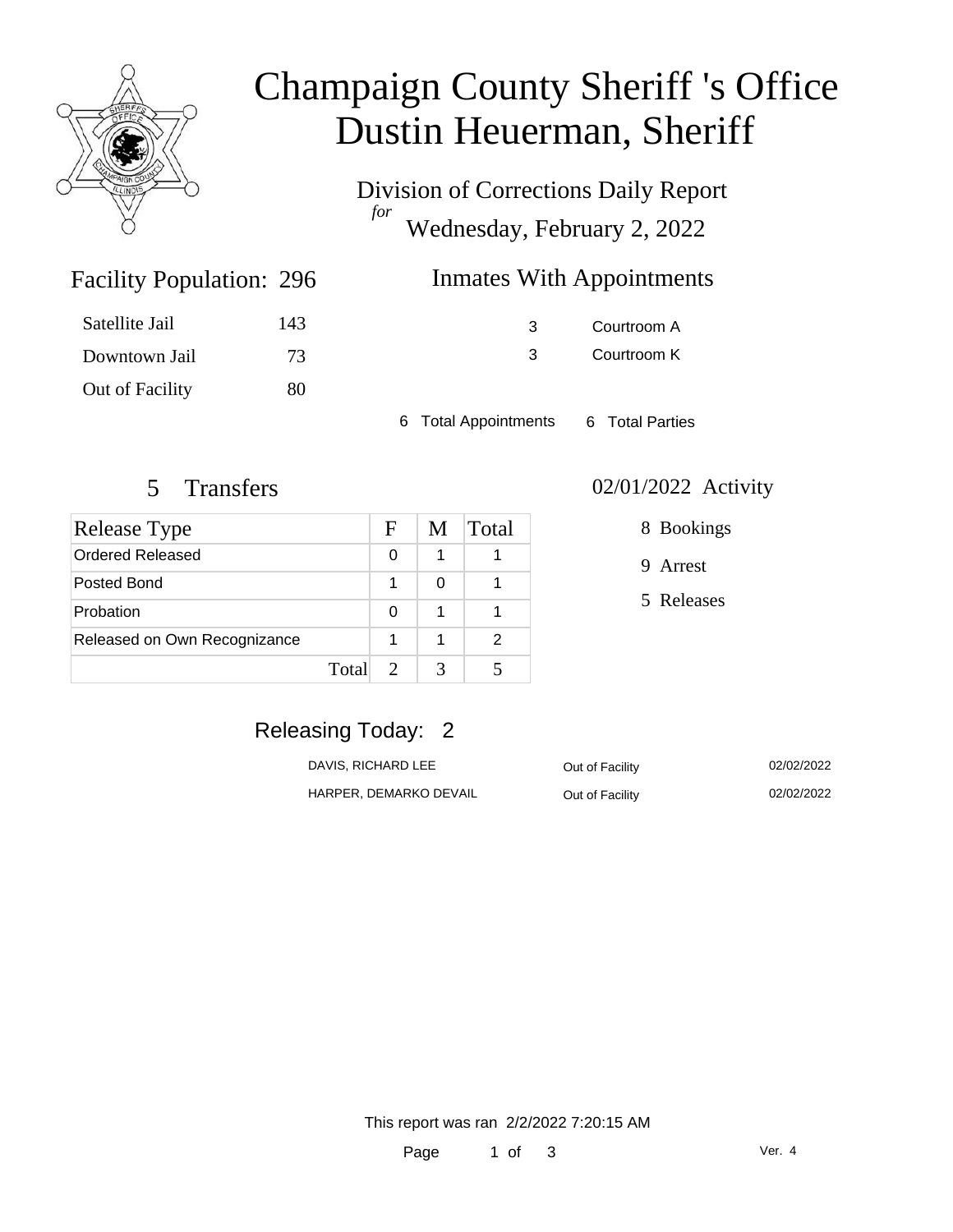# Champaign County Sheriff 's Office
# Dustin Heuerman, Sheriff

Division of Corrections Daily Report
*for*
Wednesday, February 2, 2022

## Facility Population: 296

| | |
|---|---|
| Satellite Jail | 143 |
| Downtown Jail | 73 |
| Out of Facility | 80 |

## Inmates With Appointments

| | |
|---|---|
| 3 | Courtroom A |
| 3 | Courtroom K |

6 Total Appointments    6 Total Parties

## 5 Transfers

| Release Type | F | M | Total |
|---|---|---|---|
| Ordered Released | 0 | 1 | 1 |
| Posted Bond | 1 | 0 | 1 |
| Probation | 0 | 1 | 1 |
| Released on Own Recognizance | 1 | 1 | 2 |
| Total | 2 | 3 | 5 |

## 02/01/2022 Activity

8 Bookings

9 Arrest

5 Releases

## Releasing Today: 2

| | | |
|---|---|---|
| DAVIS, RICHARD LEE | Out of Facility | 02/02/2022 |
| HARPER, DEMARKO DEVAIL | Out of Facility | 02/02/2022 |

This report was ran 2/2/2022 7:20:15 AM

Ver. 4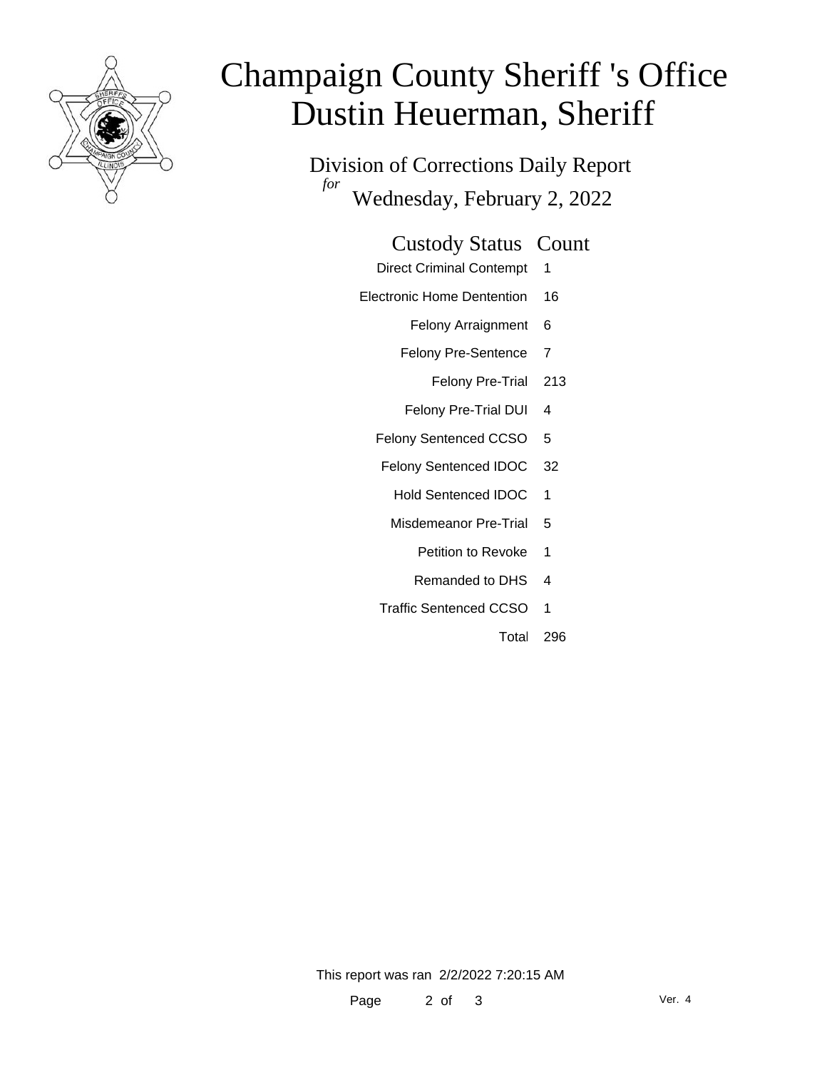# Champaign County Sheriff 's Office
# Dustin Heuerman, Sheriff

Division of Corrections Daily Report
*for* Wednesday, February 2, 2022

| Custody Status | Count |
| --- | --- |
| Direct Criminal Contempt | 1 |
| Electronic Home Dentention | 16 |
| Felony Arraignment | 6 |
| Felony Pre-Sentence | 7 |
| Felony Pre-Trial | 213 |
| Felony Pre-Trial DUI | 4 |
| Felony Sentenced CCSO | 5 |
| Felony Sentenced IDOC | 32 |
| Hold Sentenced IDOC | 1 |
| Misdemeanor Pre-Trial | 5 |
| Petition to Revoke | 1 |
| Remanded to DHS | 4 |
| Traffic Sentenced CCSO | 1 |
| Total | 296 |

This report was ran 2/2/2022 7:20:15 AM

Ver. 4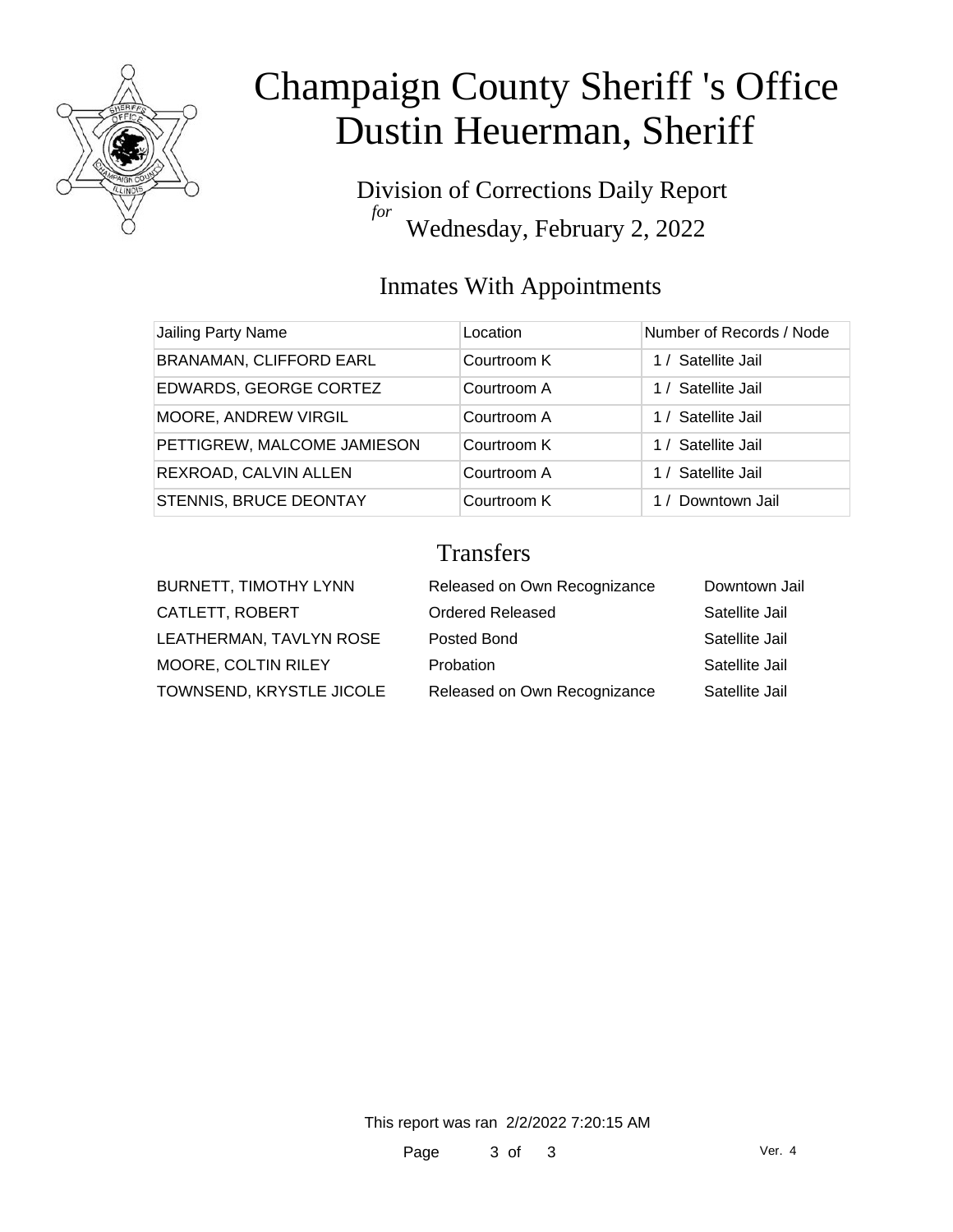# Champaign County Sheriff 's Office
# Dustin Heuerman, Sheriff

Division of Corrections Daily Report
*for*
Wednesday, February 2, 2022

## Inmates With Appointments

| Jailing Party Name | Location | Number of Records / Node |
| --- | --- | --- |
| BRANAMAN, CLIFFORD EARL | Courtroom K | 1 / Satellite Jail |
| EDWARDS, GEORGE CORTEZ | Courtroom A | 1 / Satellite Jail |
| MOORE, ANDREW VIRGIL | Courtroom A | 1 / Satellite Jail |
| PETTIGREW, MALCOME JAMIESON | Courtroom K | 1 / Satellite Jail |
| REXROAD, CALVIN ALLEN | Courtroom A | 1 / Satellite Jail |
| STENNIS, BRUCE DEONTAY | Courtroom K | 1 / Downtown Jail |

## Transfers

| | | |
| --- | --- | --- |
| BURNETT, TIMOTHY LYNN | Released on Own Recognizance | Downtown Jail |
| CATLETT, ROBERT | Ordered Released | Satellite Jail |
| LEATHERMAN, TAVLYN ROSE | Posted Bond | Satellite Jail |
| MOORE, COLTIN RILEY | Probation | Satellite Jail |
| TOWNSEND, KRYSTLE JICOLE | Released on Own Recognizance | Satellite Jail |

This report was ran 2/2/2022 7:20:15 AM

Ver. 4